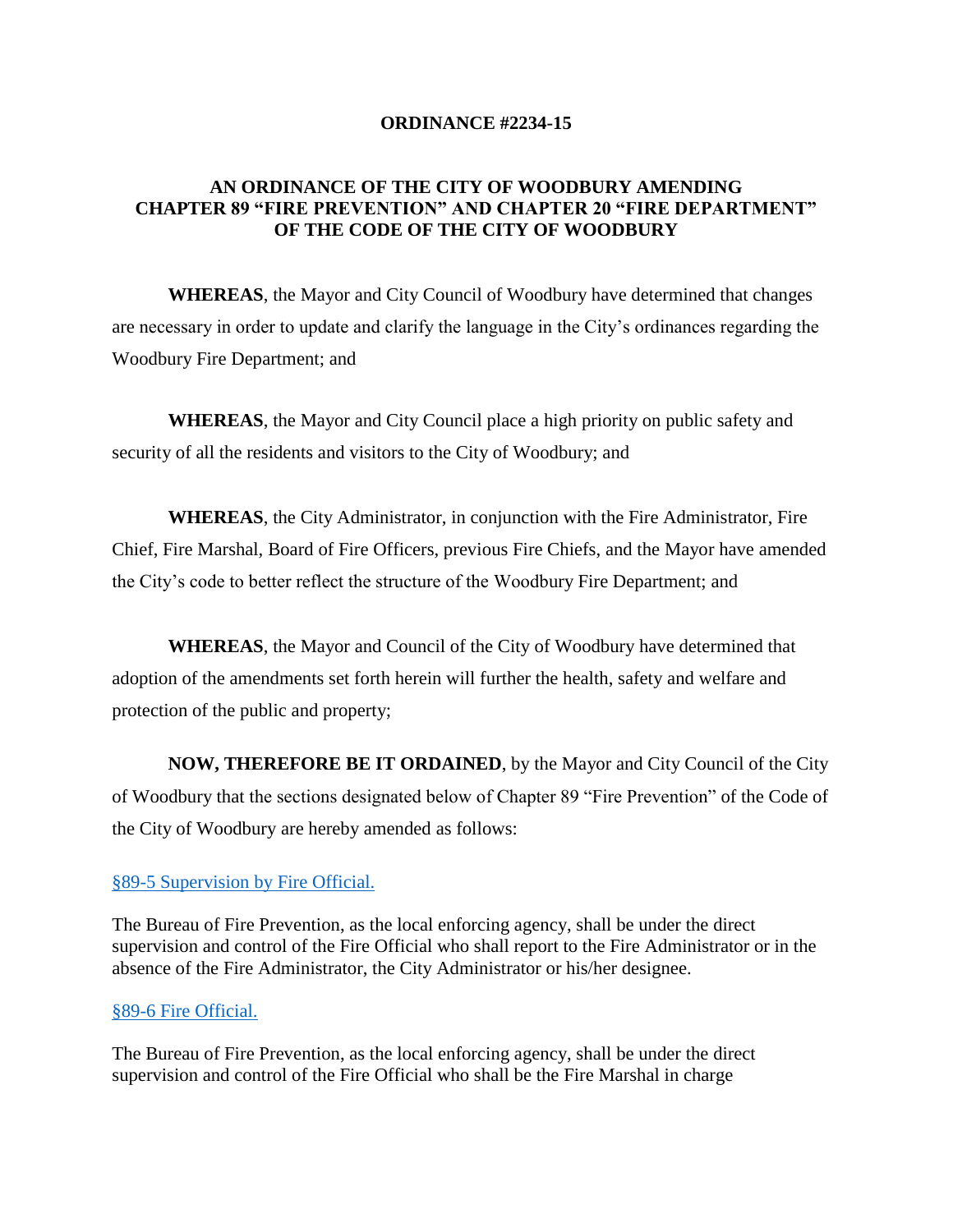**ORDINANCE #2234-15**

**AN ORDINANCE OF THE CITY OF WOODBURY AMENDING CHAPTER 89 "FIRE PREVENTION" AND CHAPTER 20 "FIRE DEPARTMENT" OF THE CODE OF THE CITY OF WOODBURY**

**WHEREAS**, the Mayor and City Council of Woodbury have determined that changes are necessary in order to update and clarify the language in the City's ordinances regarding the Woodbury Fire Department; and

**WHEREAS**, the Mayor and City Council place a high priority on public safety and security of all the residents and visitors to the City of Woodbury; and

**WHEREAS**, the City Administrator, in conjunction with the Fire Administrator, Fire Chief, Fire Marshal, Board of Fire Officers, previous Fire Chiefs, and the Mayor have amended the City's code to better reflect the structure of the Woodbury Fire Department; and

**WHEREAS**, the Mayor and Council of the City of Woodbury have determined that adoption of the amendments set forth herein will further the health, safety and welfare and protection of the public and property;

**NOW, THEREFORE BE IT ORDAINED**, by the Mayor and City Council of the City of Woodbury that the sections designated below of Chapter 89 "Fire Prevention" of the Code of the City of Woodbury are hereby amended as follows:

§89-5 Supervision by Fire Official.

The Bureau of Fire Prevention, as the local enforcing agency, shall be under the direct supervision and control of the Fire Official who shall report to the Fire Administrator or in the absence of the Fire Administrator, the City Administrator or his/her designee.

§89-6 Fire Official.

The Bureau of Fire Prevention, as the local enforcing agency, shall be under the direct supervision and control of the Fire Official who shall be the Fire Marshal in charge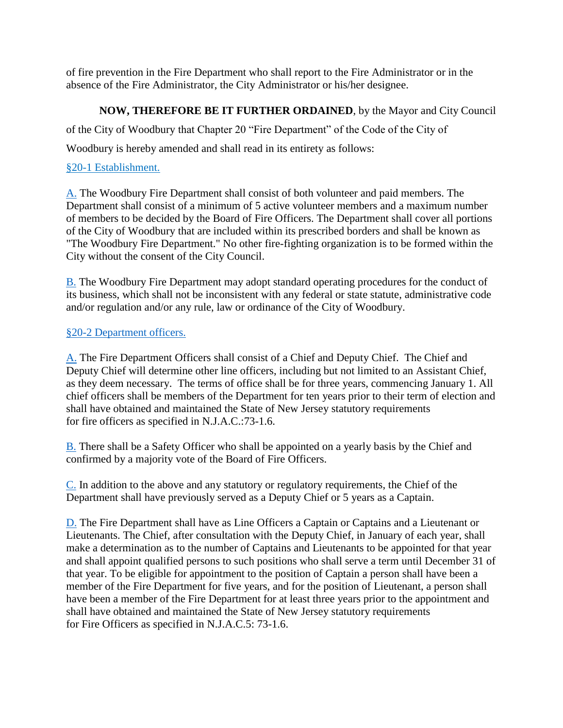of fire prevention in the Fire Department who shall report to the Fire Administrator or in the absence of the Fire Administrator, the City Administrator or his/her designee.

**NOW, THEREFORE BE IT FURTHER ORDAINED**, by the Mayor and City Council of the City of Woodbury that Chapter 20 "Fire Department" of the Code of the City of Woodbury is hereby amended and shall read in its entirety as follows:

§20-1 Establishment.

A. The Woodbury Fire Department shall consist of both volunteer and paid members. The Department shall consist of a minimum of 5 active volunteer members and a maximum number of members to be decided by the Board of Fire Officers. The Department shall cover all portions of the City of Woodbury that are included within its prescribed borders and shall be known as "The Woodbury Fire Department." No other fire-fighting organization is to be formed within the City without the consent of the City Council.

B. The Woodbury Fire Department may adopt standard operating procedures for the conduct of its business, which shall not be inconsistent with any federal or state statute, administrative code and/or regulation and/or any rule, law or ordinance of the City of Woodbury.

§20-2 Department officers.

A. The Fire Department Officers shall consist of a Chief and Deputy Chief. The Chief and Deputy Chief will determine other line officers, including but not limited to an Assistant Chief, as they deem necessary. The terms of office shall be for three years, commencing January 1. All chief officers shall be members of the Department for ten years prior to their term of election and shall have obtained and maintained the State of New Jersey statutory requirements for fire officers as specified in N.J.A.C.:73-1.6.

B. There shall be a Safety Officer who shall be appointed on a yearly basis by the Chief and confirmed by a majority vote of the Board of Fire Officers.

C. In addition to the above and any statutory or regulatory requirements, the Chief of the Department shall have previously served as a Deputy Chief or 5 years as a Captain.

D. The Fire Department shall have as Line Officers a Captain or Captains and a Lieutenant or Lieutenants. The Chief, after consultation with the Deputy Chief, in January of each year, shall make a determination as to the number of Captains and Lieutenants to be appointed for that year and shall appoint qualified persons to such positions who shall serve a term until December 31 of that year. To be eligible for appointment to the position of Captain a person shall have been a member of the Fire Department for five years, and for the position of Lieutenant, a person shall have been a member of the Fire Department for at least three years prior to the appointment and shall have obtained and maintained the State of New Jersey statutory requirements for Fire Officers as specified in N.J.A.C.5: 73-1.6.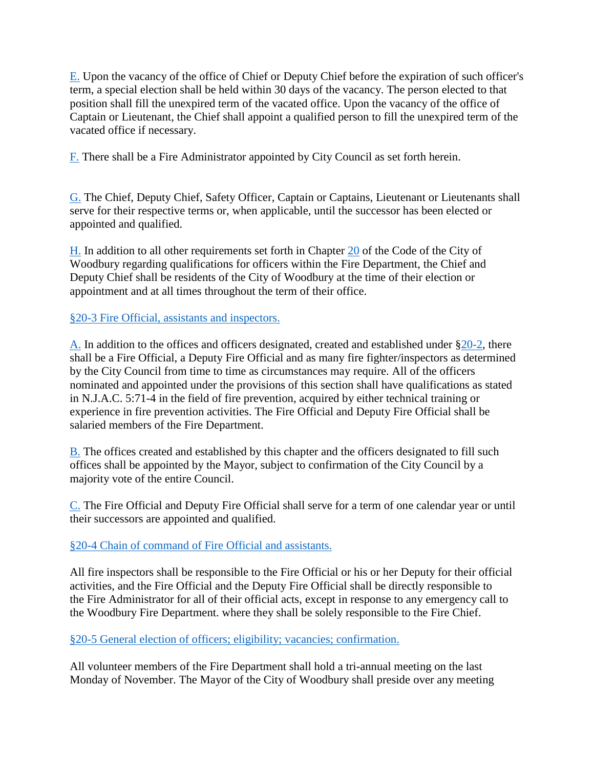E. Upon the vacancy of the office of Chief or Deputy Chief before the expiration of such officer's term, a special election shall be held within 30 days of the vacancy. The person elected to that position shall fill the unexpired term of the vacated office. Upon the vacancy of the office of Captain or Lieutenant, the Chief shall appoint a qualified person to fill the unexpired term of the vacated office if necessary.

F. There shall be a Fire Administrator appointed by City Council as set forth herein.

G. The Chief, Deputy Chief, Safety Officer, Captain or Captains, Lieutenant or Lieutenants shall serve for their respective terms or, when applicable, until the successor has been elected or appointed and qualified.

H. In addition to all other requirements set forth in Chapter 20 of the Code of the City of Woodbury regarding qualifications for officers within the Fire Department, the Chief and Deputy Chief shall be residents of the City of Woodbury at the time of their election or appointment and at all times throughout the term of their office.

## §20-3 Fire Official, assistants and inspectors.

A. In addition to the offices and officers designated, created and established under §20-2, there shall be a Fire Official, a Deputy Fire Official and as many fire fighter/inspectors as determined by the City Council from time to time as circumstances may require. All of the officers nominated and appointed under the provisions of this section shall have qualifications as stated in N.J.A.C. 5:71-4 in the field of fire prevention, acquired by either technical training or experience in fire prevention activities. The Fire Official and Deputy Fire Official shall be salaried members of the Fire Department.

B. The offices created and established by this chapter and the officers designated to fill such offices shall be appointed by the Mayor, subject to confirmation of the City Council by a majority vote of the entire Council.

C. The Fire Official and Deputy Fire Official shall serve for a term of one calendar year or until their successors are appointed and qualified.

## §20-4 Chain of command of Fire Official and assistants.

All fire inspectors shall be responsible to the Fire Official or his or her Deputy for their official activities, and the Fire Official and the Deputy Fire Official shall be directly responsible to the Fire Administrator for all of their official acts, except in response to any emergency call to the Woodbury Fire Department. where they shall be solely responsible to the Fire Chief.

## §20-5 General election of officers; eligibility; vacancies; confirmation.

All volunteer members of the Fire Department shall hold a tri-annual meeting on the last Monday of November. The Mayor of the City of Woodbury shall preside over any meeting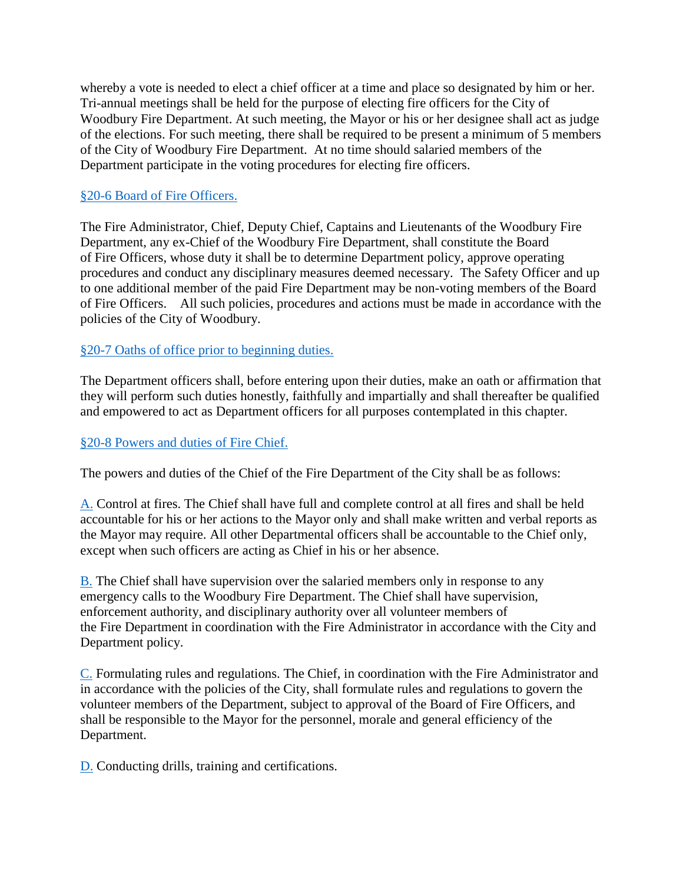whereby a vote is needed to elect a chief officer at a time and place so designated by him or her. Tri-annual meetings shall be held for the purpose of electing fire officers for the City of Woodbury Fire Department. At such meeting, the Mayor or his or her designee shall act as judge of the elections. For such meeting, there shall be required to be present a minimum of 5 members of the City of Woodbury Fire Department. At no time should salaried members of the Department participate in the voting procedures for electing fire officers.

## §20-6 Board of Fire Officers.

The Fire Administrator, Chief, Deputy Chief, Captains and Lieutenants of the Woodbury Fire Department, any ex-Chief of the Woodbury Fire Department, shall constitute the Board of Fire Officers, whose duty it shall be to determine Department policy, approve operating procedures and conduct any disciplinary measures deemed necessary. The Safety Officer and up to one additional member of the paid Fire Department may be non-voting members of the Board of Fire Officers. All such policies, procedures and actions must be made in accordance with the policies of the City of Woodbury.

## §20-7 Oaths of office prior to beginning duties.

The Department officers shall, before entering upon their duties, make an oath or affirmation that they will perform such duties honestly, faithfully and impartially and shall thereafter be qualified and empowered to act as Department officers for all purposes contemplated in this chapter.

## §20-8 Powers and duties of Fire Chief.

The powers and duties of the Chief of the Fire Department of the City shall be as follows:

A. Control at fires. The Chief shall have full and complete control at all fires and shall be held accountable for his or her actions to the Mayor only and shall make written and verbal reports as the Mayor may require. All other Departmental officers shall be accountable to the Chief only, except when such officers are acting as Chief in his or her absence.

B. The Chief shall have supervision over the salaried members only in response to any emergency calls to the Woodbury Fire Department. The Chief shall have supervision, enforcement authority, and disciplinary authority over all volunteer members of the Fire Department in coordination with the Fire Administrator in accordance with the City and Department policy.

C. Formulating rules and regulations. The Chief, in coordination with the Fire Administrator and in accordance with the policies of the City, shall formulate rules and regulations to govern the volunteer members of the Department, subject to approval of the Board of Fire Officers, and shall be responsible to the Mayor for the personnel, morale and general efficiency of the Department.

D. Conducting drills, training and certifications.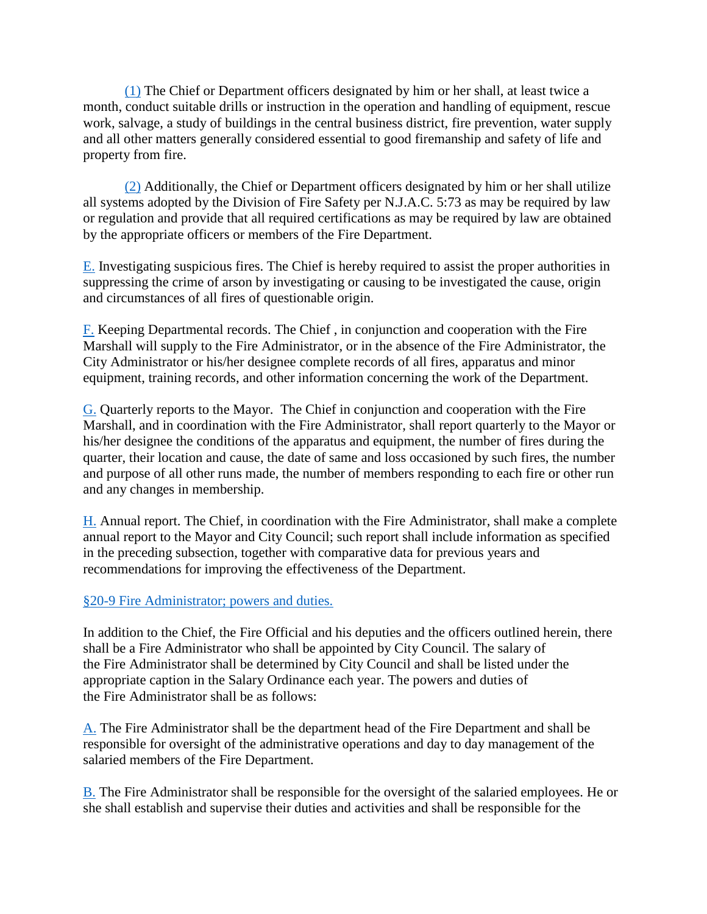(1) The Chief or Department officers designated by him or her shall, at least twice a month, conduct suitable drills or instruction in the operation and handling of equipment, rescue work, salvage, a study of buildings in the central business district, fire prevention, water supply and all other matters generally considered essential to good firemanship and safety of life and property from fire.

(2) Additionally, the Chief or Department officers designated by him or her shall utilize all systems adopted by the Division of Fire Safety per N.J.A.C. 5:73 as may be required by law or regulation and provide that all required certifications as may be required by law are obtained by the appropriate officers or members of the Fire Department.

E. Investigating suspicious fires. The Chief is hereby required to assist the proper authorities in suppressing the crime of arson by investigating or causing to be investigated the cause, origin and circumstances of all fires of questionable origin.

F. Keeping Departmental records. The Chief , in conjunction and cooperation with the Fire Marshall will supply to the Fire Administrator, or in the absence of the Fire Administrator, the City Administrator or his/her designee complete records of all fires, apparatus and minor equipment, training records, and other information concerning the work of the Department.

G. Quarterly reports to the Mayor. The Chief in conjunction and cooperation with the Fire Marshall, and in coordination with the Fire Administrator, shall report quarterly to the Mayor or his/her designee the conditions of the apparatus and equipment, the number of fires during the quarter, their location and cause, the date of same and loss occasioned by such fires, the number and purpose of all other runs made, the number of members responding to each fire or other run and any changes in membership.

H. Annual report. The Chief, in coordination with the Fire Administrator, shall make a complete annual report to the Mayor and City Council; such report shall include information as specified in the preceding subsection, together with comparative data for previous years and recommendations for improving the effectiveness of the Department.

## §20-9 Fire Administrator; powers and duties.

In addition to the Chief, the Fire Official and his deputies and the officers outlined herein, there shall be a Fire Administrator who shall be appointed by City Council. The salary of the Fire Administrator shall be determined by City Council and shall be listed under the appropriate caption in the Salary Ordinance each year. The powers and duties of the Fire Administrator shall be as follows:

A. The Fire Administrator shall be the department head of the Fire Department and shall be responsible for oversight of the administrative operations and day to day management of the salaried members of the Fire Department.

B. The Fire Administrator shall be responsible for the oversight of the salaried employees. He or she shall establish and supervise their duties and activities and shall be responsible for the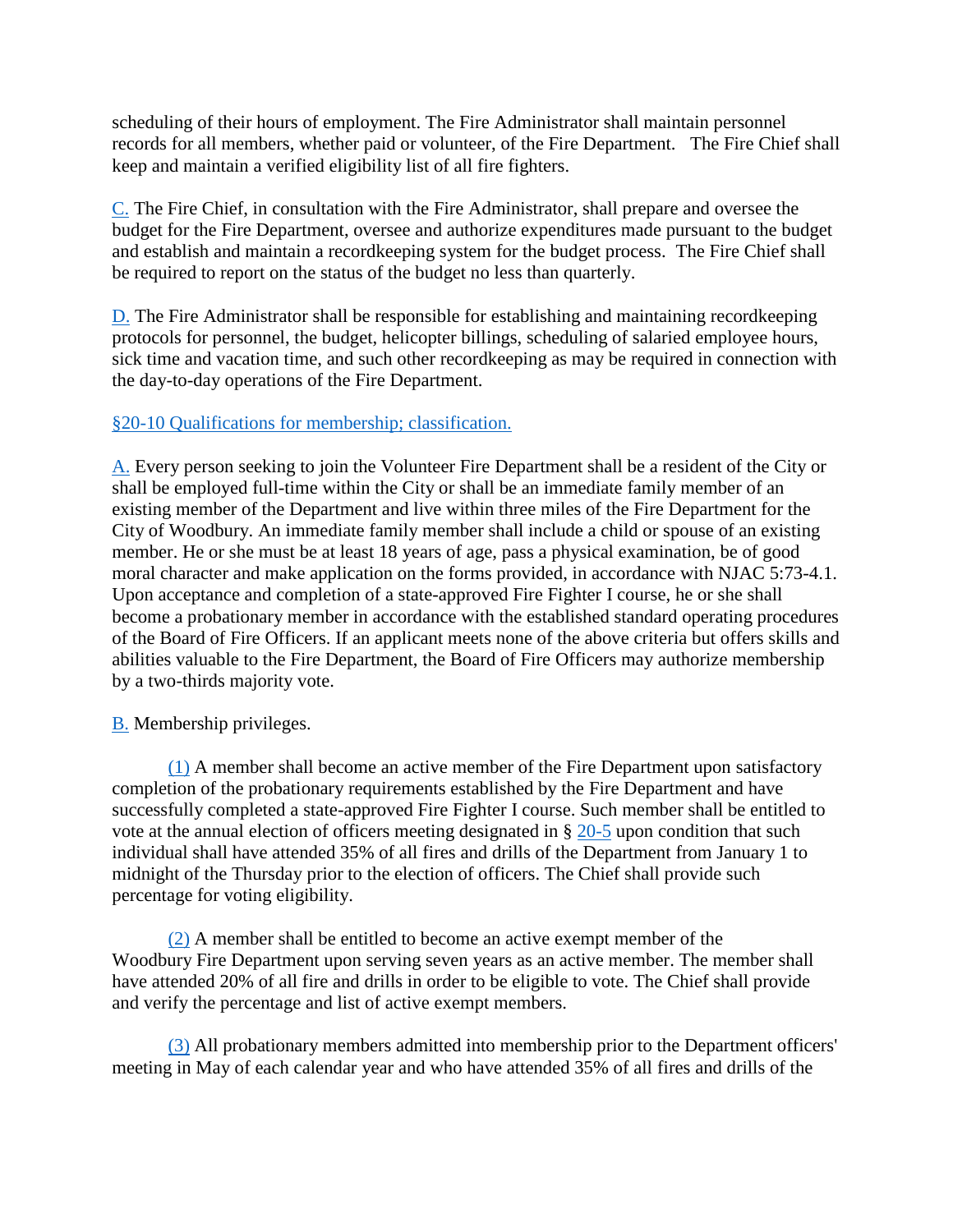scheduling of their hours of employment. The Fire Administrator shall maintain personnel records for all members, whether paid or volunteer, of the Fire Department. The Fire Chief shall keep and maintain a verified eligibility list of all fire fighters.

C. The Fire Chief, in consultation with the Fire Administrator, shall prepare and oversee the budget for the Fire Department, oversee and authorize expenditures made pursuant to the budget and establish and maintain a recordkeeping system for the budget process. The Fire Chief shall be required to report on the status of the budget no less than quarterly.

D. The Fire Administrator shall be responsible for establishing and maintaining recordkeeping protocols for personnel, the budget, helicopter billings, scheduling of salaried employee hours, sick time and vacation time, and such other recordkeeping as may be required in connection with the day-to-day operations of the Fire Department.

§20-10 Qualifications for membership; classification.

A. Every person seeking to join the Volunteer Fire Department shall be a resident of the City or shall be employed full-time within the City or shall be an immediate family member of an existing member of the Department and live within three miles of the Fire Department for the City of Woodbury. An immediate family member shall include a child or spouse of an existing member. He or she must be at least 18 years of age, pass a physical examination, be of good moral character and make application on the forms provided, in accordance with NJAC 5:73-4.1. Upon acceptance and completion of a state-approved Fire Fighter I course, he or she shall become a probationary member in accordance with the established standard operating procedures of the Board of Fire Officers. If an applicant meets none of the above criteria but offers skills and abilities valuable to the Fire Department, the Board of Fire Officers may authorize membership by a two-thirds majority vote.

B. Membership privileges.

(1) A member shall become an active member of the Fire Department upon satisfactory completion of the probationary requirements established by the Fire Department and have successfully completed a state-approved Fire Fighter I course. Such member shall be entitled to vote at the annual election of officers meeting designated in § 20-5 upon condition that such individual shall have attended 35% of all fires and drills of the Department from January 1 to midnight of the Thursday prior to the election of officers. The Chief shall provide such percentage for voting eligibility.

(2) A member shall be entitled to become an active exempt member of the Woodbury Fire Department upon serving seven years as an active member. The member shall have attended 20% of all fire and drills in order to be eligible to vote. The Chief shall provide and verify the percentage and list of active exempt members.

(3) All probationary members admitted into membership prior to the Department officers' meeting in May of each calendar year and who have attended 35% of all fires and drills of the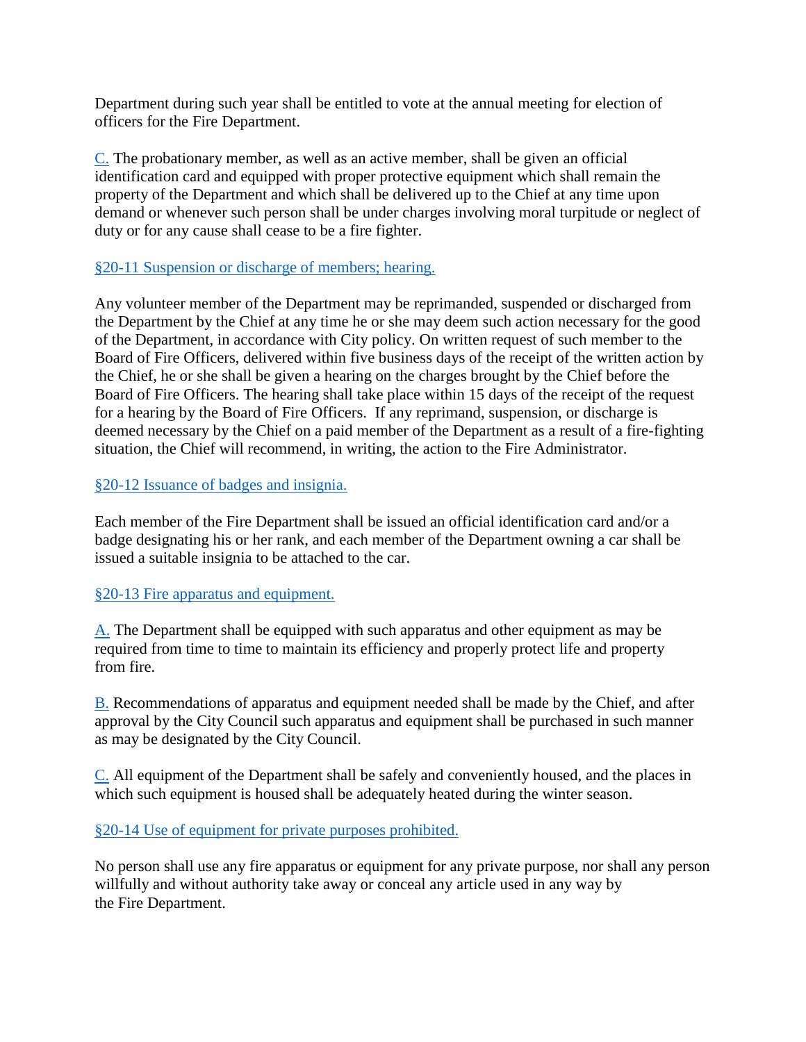Department during such year shall be entitled to vote at the annual meeting for election of officers for the Fire Department.

C. The probationary member, as well as an active member, shall be given an official identification card and equipped with proper protective equipment which shall remain the property of the Department and which shall be delivered up to the Chief at any time upon demand or whenever such person shall be under charges involving moral turpitude or neglect of duty or for any cause shall cease to be a fire fighter.

### §20-11 Suspension or discharge of members; hearing.

Any volunteer member of the Department may be reprimanded, suspended or discharged from the Department by the Chief at any time he or she may deem such action necessary for the good of the Department, in accordance with City policy. On written request of such member to the Board of Fire Officers, delivered within five business days of the receipt of the written action by the Chief, he or she shall be given a hearing on the charges brought by the Chief before the Board of Fire Officers. The hearing shall take place within 15 days of the receipt of the request for a hearing by the Board of Fire Officers. If any reprimand, suspension, or discharge is deemed necessary by the Chief on a paid member of the Department as a result of a fire-fighting situation, the Chief will recommend, in writing, the action to the Fire Administrator.

### §20-12 Issuance of badges and insignia.

Each member of the Fire Department shall be issued an official identification card and/or a badge designating his or her rank, and each member of the Department owning a car shall be issued a suitable insignia to be attached to the car.

### §20-13 Fire apparatus and equipment.

A. The Department shall be equipped with such apparatus and other equipment as may be required from time to time to maintain its efficiency and properly protect life and property from fire.

B. Recommendations of apparatus and equipment needed shall be made by the Chief, and after approval by the City Council such apparatus and equipment shall be purchased in such manner as may be designated by the City Council.

C. All equipment of the Department shall be safely and conveniently housed, and the places in which such equipment is housed shall be adequately heated during the winter season.

### §20-14 Use of equipment for private purposes prohibited.

No person shall use any fire apparatus or equipment for any private purpose, nor shall any person willfully and without authority take away or conceal any article used in any way by the Fire Department.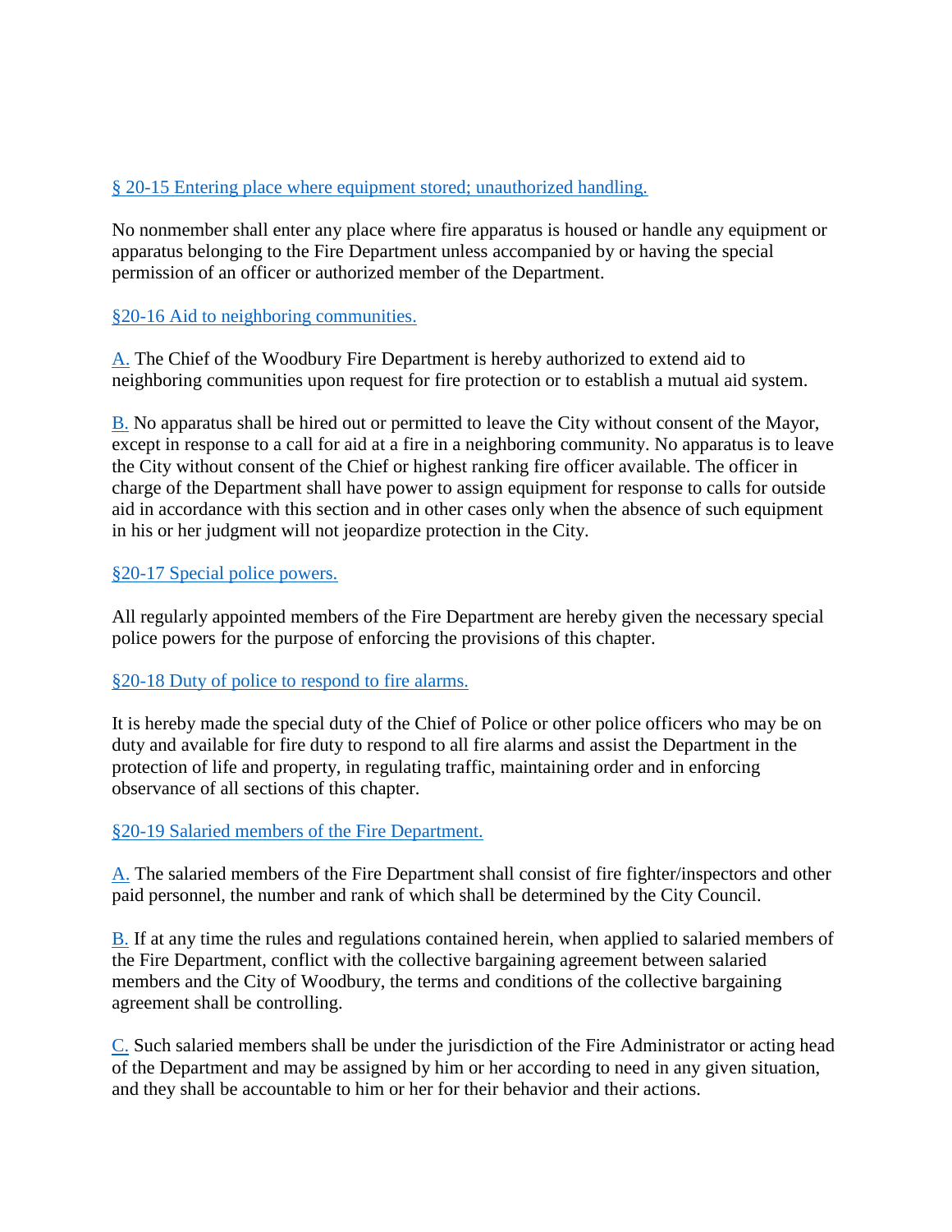### § 20-15 Entering place where equipment stored; unauthorized handling.

No nonmember shall enter any place where fire apparatus is housed or handle any equipment or apparatus belonging to the Fire Department unless accompanied by or having the special permission of an officer or authorized member of the Department.

### §20-16 Aid to neighboring communities.

A. The Chief of the Woodbury Fire Department is hereby authorized to extend aid to neighboring communities upon request for fire protection or to establish a mutual aid system.

B. No apparatus shall be hired out or permitted to leave the City without consent of the Mayor, except in response to a call for aid at a fire in a neighboring community. No apparatus is to leave the City without consent of the Chief or highest ranking fire officer available. The officer in charge of the Department shall have power to assign equipment for response to calls for outside aid in accordance with this section and in other cases only when the absence of such equipment in his or her judgment will not jeopardize protection in the City.

### §20-17 Special police powers.

All regularly appointed members of the Fire Department are hereby given the necessary special police powers for the purpose of enforcing the provisions of this chapter.

### §20-18 Duty of police to respond to fire alarms.

It is hereby made the special duty of the Chief of Police or other police officers who may be on duty and available for fire duty to respond to all fire alarms and assist the Department in the protection of life and property, in regulating traffic, maintaining order and in enforcing observance of all sections of this chapter.

### §20-19 Salaried members of the Fire Department.

A. The salaried members of the Fire Department shall consist of fire fighter/inspectors and other paid personnel, the number and rank of which shall be determined by the City Council.

B. If at any time the rules and regulations contained herein, when applied to salaried members of the Fire Department, conflict with the collective bargaining agreement between salaried members and the City of Woodbury, the terms and conditions of the collective bargaining agreement shall be controlling.

C. Such salaried members shall be under the jurisdiction of the Fire Administrator or acting head of the Department and may be assigned by him or her according to need in any given situation, and they shall be accountable to him or her for their behavior and their actions.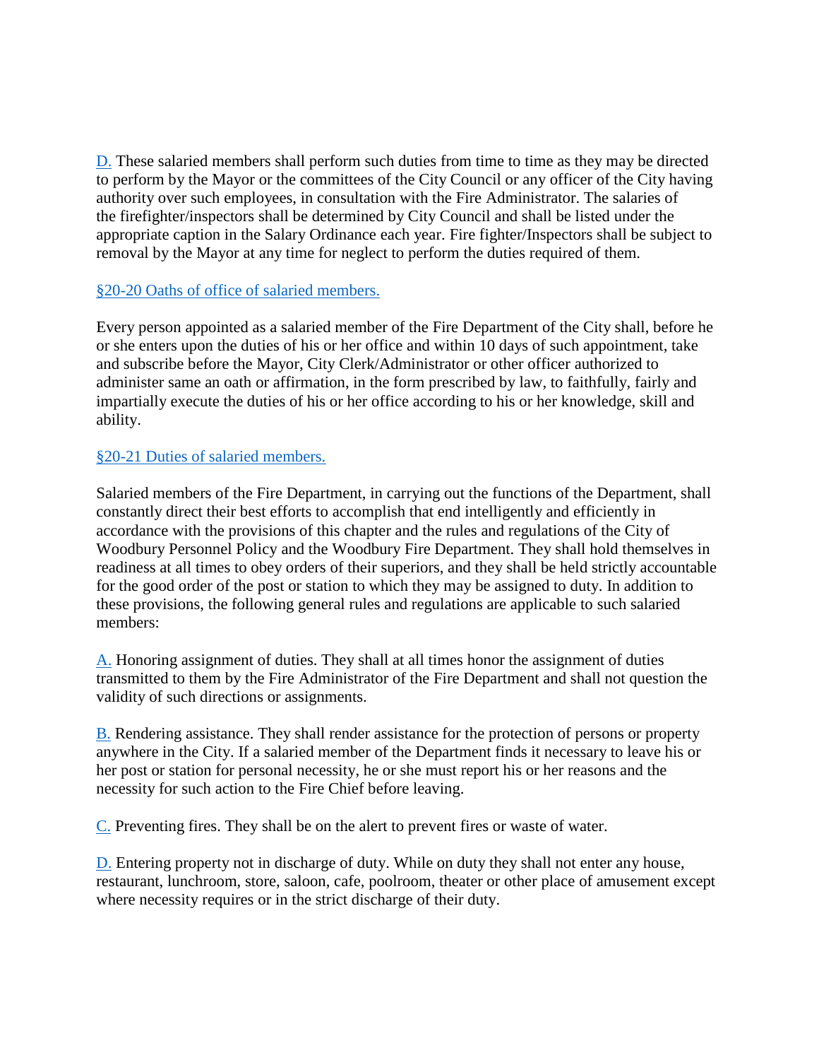D. These salaried members shall perform such duties from time to time as they may be directed to perform by the Mayor or the committees of the City Council or any officer of the City having authority over such employees, in consultation with the Fire Administrator. The salaries of the firefighter/inspectors shall be determined by City Council and shall be listed under the appropriate caption in the Salary Ordinance each year. Fire fighter/Inspectors shall be subject to removal by the Mayor at any time for neglect to perform the duties required of them.

## §20-20 Oaths of office of salaried members.

Every person appointed as a salaried member of the Fire Department of the City shall, before he or she enters upon the duties of his or her office and within 10 days of such appointment, take and subscribe before the Mayor, City Clerk/Administrator or other officer authorized to administer same an oath or affirmation, in the form prescribed by law, to faithfully, fairly and impartially execute the duties of his or her office according to his or her knowledge, skill and ability.

## §20-21 Duties of salaried members.

Salaried members of the Fire Department, in carrying out the functions of the Department, shall constantly direct their best efforts to accomplish that end intelligently and efficiently in accordance with the provisions of this chapter and the rules and regulations of the City of Woodbury Personnel Policy and the Woodbury Fire Department. They shall hold themselves in readiness at all times to obey orders of their superiors, and they shall be held strictly accountable for the good order of the post or station to which they may be assigned to duty. In addition to these provisions, the following general rules and regulations are applicable to such salaried members:

A. Honoring assignment of duties. They shall at all times honor the assignment of duties transmitted to them by the Fire Administrator of the Fire Department and shall not question the validity of such directions or assignments.

B. Rendering assistance. They shall render assistance for the protection of persons or property anywhere in the City. If a salaried member of the Department finds it necessary to leave his or her post or station for personal necessity, he or she must report his or her reasons and the necessity for such action to the Fire Chief before leaving.

C. Preventing fires. They shall be on the alert to prevent fires or waste of water.

D. Entering property not in discharge of duty. While on duty they shall not enter any house, restaurant, lunchroom, store, saloon, cafe, poolroom, theater or other place of amusement except where necessity requires or in the strict discharge of their duty.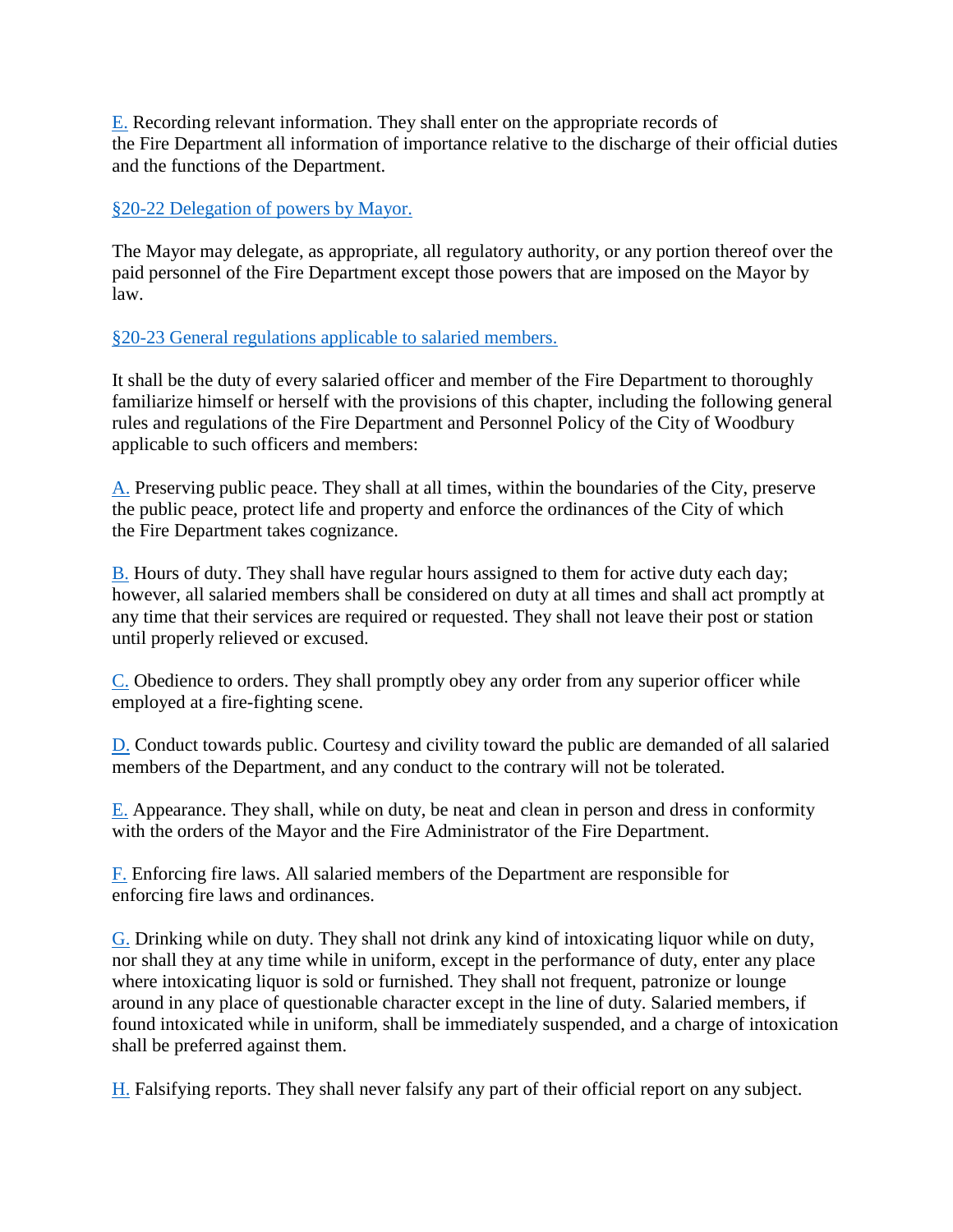E. Recording relevant information. They shall enter on the appropriate records of the Fire Department all information of importance relative to the discharge of their official duties and the functions of the Department.

### §20-22 Delegation of powers by Mayor.

The Mayor may delegate, as appropriate, all regulatory authority, or any portion thereof over the paid personnel of the Fire Department except those powers that are imposed on the Mayor by law.

### §20-23 General regulations applicable to salaried members.

It shall be the duty of every salaried officer and member of the Fire Department to thoroughly familiarize himself or herself with the provisions of this chapter, including the following general rules and regulations of the Fire Department and Personnel Policy of the City of Woodbury applicable to such officers and members:

A. Preserving public peace. They shall at all times, within the boundaries of the City, preserve the public peace, protect life and property and enforce the ordinances of the City of which the Fire Department takes cognizance.

B. Hours of duty. They shall have regular hours assigned to them for active duty each day; however, all salaried members shall be considered on duty at all times and shall act promptly at any time that their services are required or requested. They shall not leave their post or station until properly relieved or excused.

C. Obedience to orders. They shall promptly obey any order from any superior officer while employed at a fire-fighting scene.

D. Conduct towards public. Courtesy and civility toward the public are demanded of all salaried members of the Department, and any conduct to the contrary will not be tolerated.

E. Appearance. They shall, while on duty, be neat and clean in person and dress in conformity with the orders of the Mayor and the Fire Administrator of the Fire Department.

F. Enforcing fire laws. All salaried members of the Department are responsible for enforcing fire laws and ordinances.

G. Drinking while on duty. They shall not drink any kind of intoxicating liquor while on duty, nor shall they at any time while in uniform, except in the performance of duty, enter any place where intoxicating liquor is sold or furnished. They shall not frequent, patronize or lounge around in any place of questionable character except in the line of duty. Salaried members, if found intoxicated while in uniform, shall be immediately suspended, and a charge of intoxication shall be preferred against them.

H. Falsifying reports. They shall never falsify any part of their official report on any subject.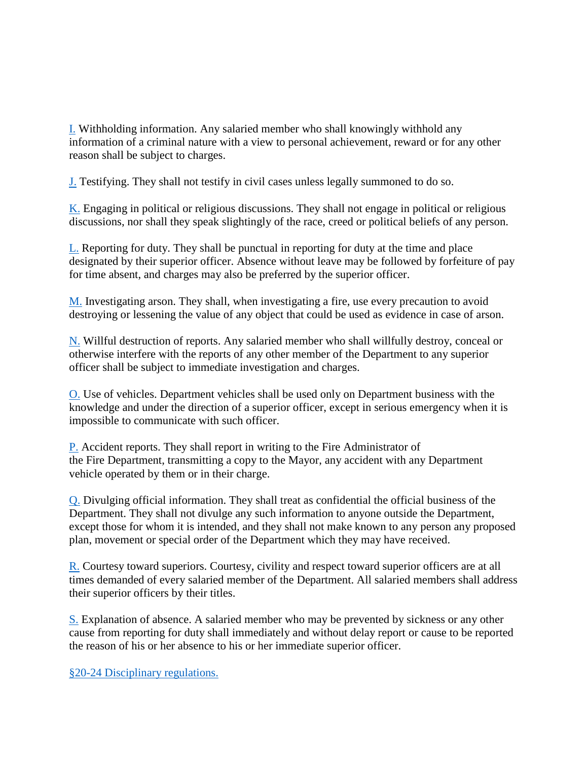I. Withholding information. Any salaried member who shall knowingly withhold any information of a criminal nature with a view to personal achievement, reward or for any other reason shall be subject to charges.

J. Testifying. They shall not testify in civil cases unless legally summoned to do so.

K. Engaging in political or religious discussions. They shall not engage in political or religious discussions, nor shall they speak slightingly of the race, creed or political beliefs of any person.

L. Reporting for duty. They shall be punctual in reporting for duty at the time and place designated by their superior officer. Absence without leave may be followed by forfeiture of pay for time absent, and charges may also be preferred by the superior officer.

M. Investigating arson. They shall, when investigating a fire, use every precaution to avoid destroying or lessening the value of any object that could be used as evidence in case of arson.

N. Willful destruction of reports. Any salaried member who shall willfully destroy, conceal or otherwise interfere with the reports of any other member of the Department to any superior officer shall be subject to immediate investigation and charges.

O. Use of vehicles. Department vehicles shall be used only on Department business with the knowledge and under the direction of a superior officer, except in serious emergency when it is impossible to communicate with such officer.

P. Accident reports. They shall report in writing to the Fire Administrator of the Fire Department, transmitting a copy to the Mayor, any accident with any Department vehicle operated by them or in their charge.

Q. Divulging official information. They shall treat as confidential the official business of the Department. They shall not divulge any such information to anyone outside the Department, except those for whom it is intended, and they shall not make known to any person any proposed plan, movement or special order of the Department which they may have received.

R. Courtesy toward superiors. Courtesy, civility and respect toward superior officers are at all times demanded of every salaried member of the Department. All salaried members shall address their superior officers by their titles.

S. Explanation of absence. A salaried member who may be prevented by sickness or any other cause from reporting for duty shall immediately and without delay report or cause to be reported the reason of his or her absence to his or her immediate superior officer.

§20-24 Disciplinary regulations.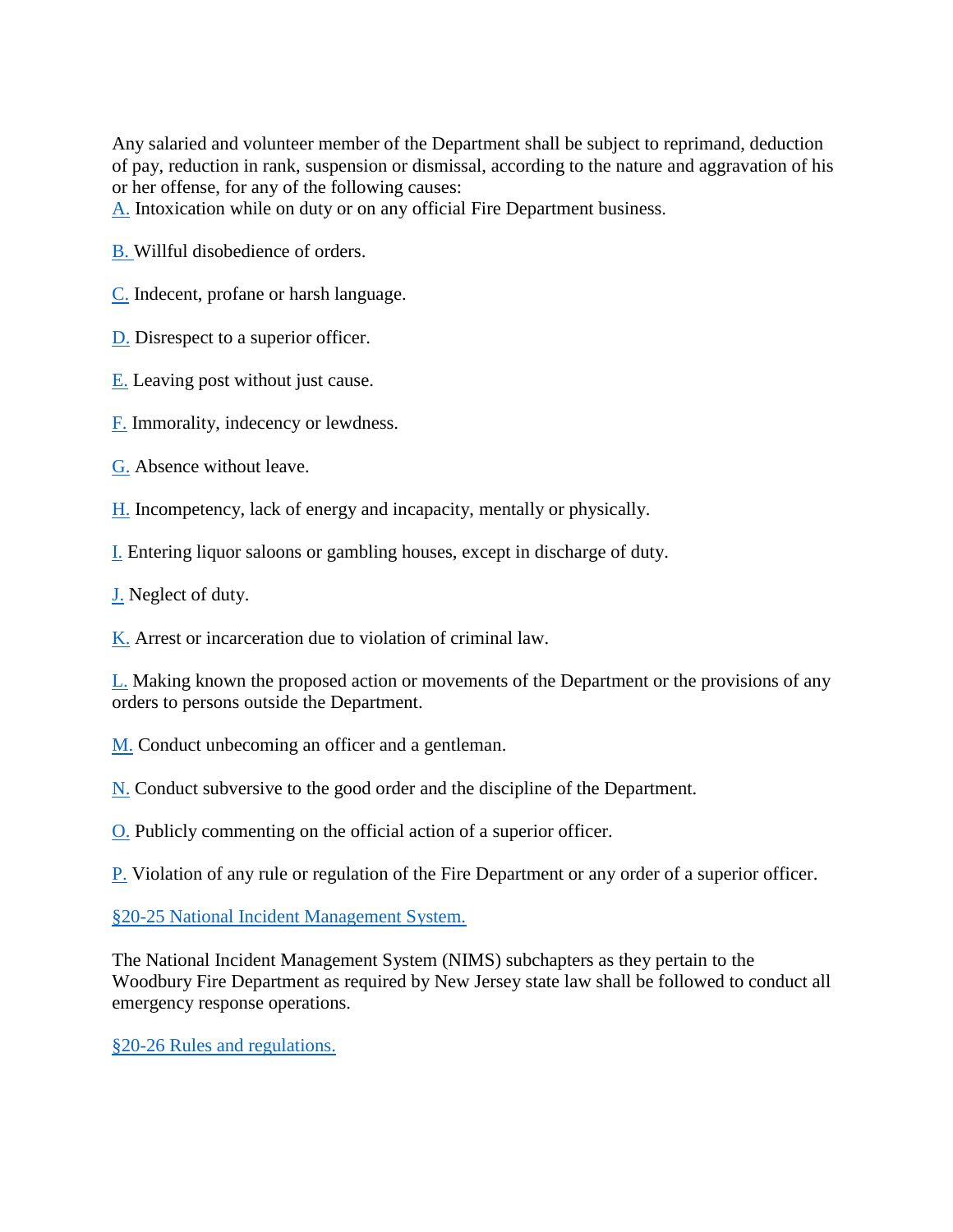Any salaried and volunteer member of the Department shall be subject to reprimand, deduction of pay, reduction in rank, suspension or dismissal, according to the nature and aggravation of his or her offense, for any of the following causes:

A. Intoxication while on duty or on any official Fire Department business.

B. Willful disobedience of orders.

C. Indecent, profane or harsh language.

D. Disrespect to a superior officer.

E. Leaving post without just cause.

F. Immorality, indecency or lewdness.

G. Absence without leave.

H. Incompetency, lack of energy and incapacity, mentally or physically.

I. Entering liquor saloons or gambling houses, except in discharge of duty.

J. Neglect of duty.

K. Arrest or incarceration due to violation of criminal law.

L. Making known the proposed action or movements of the Department or the provisions of any orders to persons outside the Department.

M. Conduct unbecoming an officer and a gentleman.

N. Conduct subversive to the good order and the discipline of the Department.

O. Publicly commenting on the official action of a superior officer.

P. Violation of any rule or regulation of the Fire Department or any order of a superior officer.

## §20-25 National Incident Management System.

The National Incident Management System (NIMS) subchapters as they pertain to the Woodbury Fire Department as required by New Jersey state law shall be followed to conduct all emergency response operations.

## §20-26 Rules and regulations.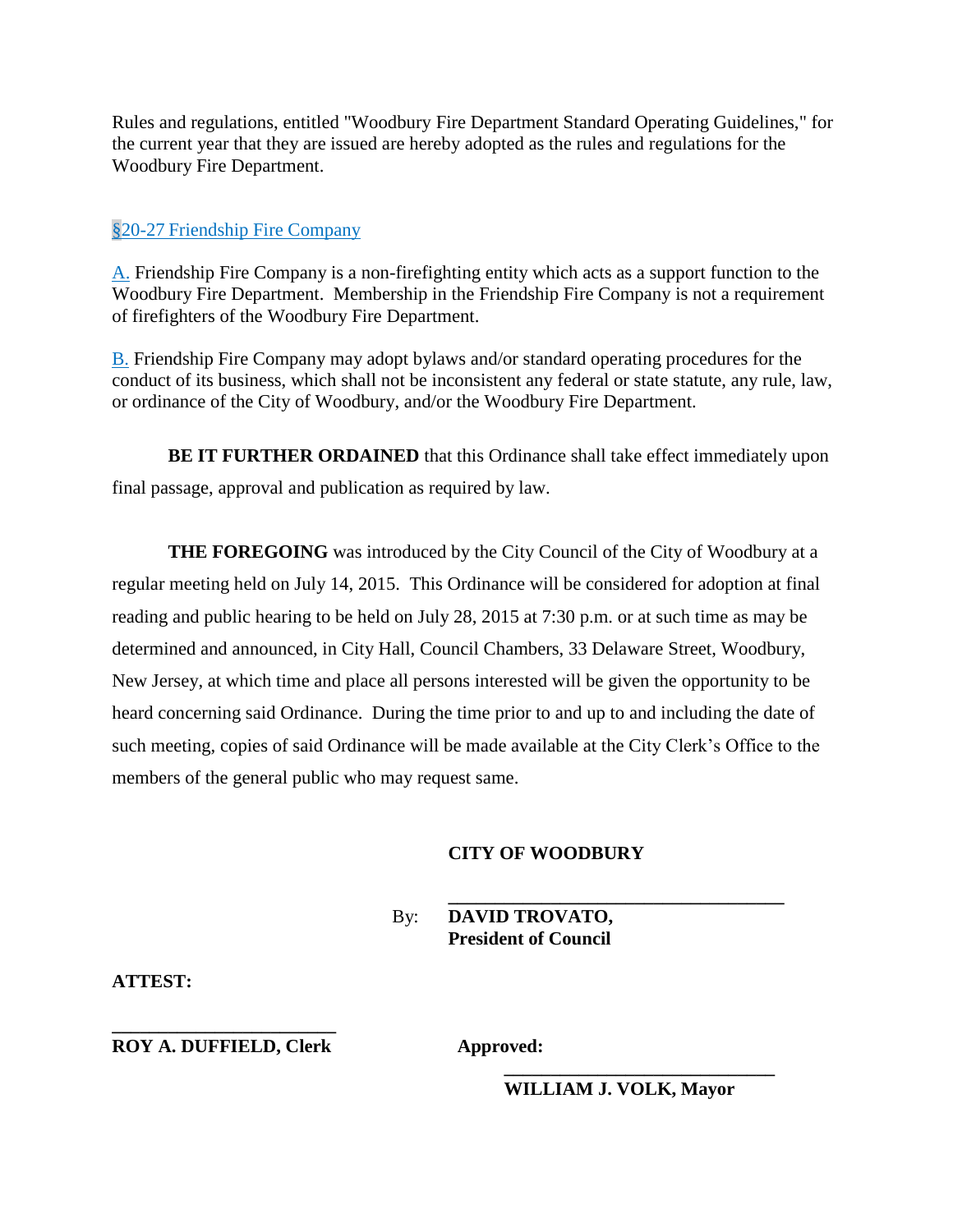Rules and regulations, entitled "Woodbury Fire Department Standard Operating Guidelines," for the current year that they are issued are hereby adopted as the rules and regulations for the Woodbury Fire Department.

§20-27 Friendship Fire Company

A. Friendship Fire Company is a non-firefighting entity which acts as a support function to the Woodbury Fire Department. Membership in the Friendship Fire Company is not a requirement of firefighters of the Woodbury Fire Department.

B. Friendship Fire Company may adopt bylaws and/or standard operating procedures for the conduct of its business, which shall not be inconsistent any federal or state statute, any rule, law, or ordinance of the City of Woodbury, and/or the Woodbury Fire Department.

**BE IT FURTHER ORDAINED** that this Ordinance shall take effect immediately upon final passage, approval and publication as required by law.

**THE FOREGOING** was introduced by the City Council of the City of Woodbury at a regular meeting held on July 14, 2015. This Ordinance will be considered for adoption at final reading and public hearing to be held on July 28, 2015 at 7:30 p.m. or at such time as may be determined and announced, in City Hall, Council Chambers, 33 Delaware Street, Woodbury, New Jersey, at which time and place all persons interested will be given the opportunity to be heard concerning said Ordinance. During the time prior to and up to and including the date of such meeting, copies of said Ordinance will be made available at the City Clerk's Office to the members of the general public who may request same.

**CITY OF WOODBURY**

By: ________________________________
**DAVID TROVATO,**
**President of Council**

**ATTEST:**

________________________
**ROY A. DUFFIELD, Clerk**

**Approved:**

________________________________
**WILLIAM J. VOLK, Mayor**